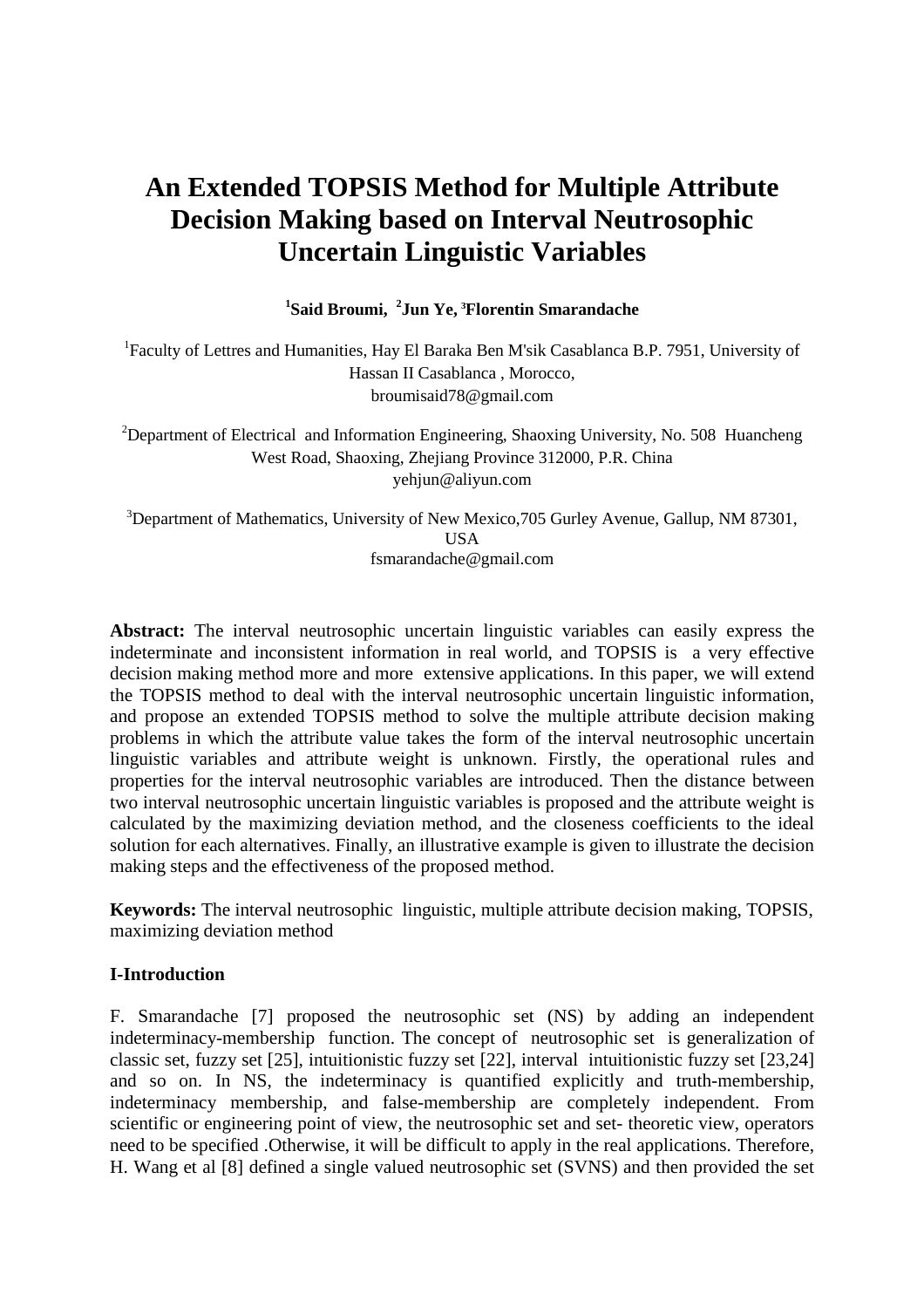# An Extended TOPSIS Method for Multiple Attribute Decision Making based on Interval Neutrosophic Uncertain Linguistic Variables

**[1]Said Broumi, [2]Jun Ye, [3]Florentin Smarandache**

[1]Faculty of Lettres and Humanities, Hay El Baraka Ben M'sik Casablanca B.P. 7951, University of Hassan II Casablanca , Morocco,
broumisaid78@gmail.com

[2]Department of Electrical and Information Engineering, Shaoxing University, No. 508 Huancheng West Road, Shaoxing, Zhejiang Province 312000, P.R. China
yehjun@aliyun.com

[3]Department of Mathematics, University of New Mexico,705 Gurley Avenue, Gallup, NM 87301, USA
fsmarandache@gmail.com

**Abstract:** The interval neutrosophic uncertain linguistic variables can easily express the indeterminate and inconsistent information in real world, and TOPSIS is a very effective decision making method more and more extensive applications. In this paper, we will extend the TOPSIS method to deal with the interval neutrosophic uncertain linguistic information, and propose an extended TOPSIS method to solve the multiple attribute decision making problems in which the attribute value takes the form of the interval neutrosophic uncertain linguistic variables and attribute weight is unknown. Firstly, the operational rules and properties for the interval neutrosophic variables are introduced. Then the distance between two interval neutrosophic uncertain linguistic variables is proposed and the attribute weight is calculated by the maximizing deviation method, and the closeness coefficients to the ideal solution for each alternatives. Finally, an illustrative example is given to illustrate the decision making steps and the effectiveness of the proposed method.

**Keywords:** The interval neutrosophic linguistic, multiple attribute decision making, TOPSIS, maximizing deviation method

## I-Introduction

F. Smarandache [7] proposed the neutrosophic set (NS) by adding an independent indeterminacy-membership function. The concept of neutrosophic set is generalization of classic set, fuzzy set [25], intuitionistic fuzzy set [22], interval intuitionistic fuzzy set [23,24] and so on. In NS, the indeterminacy is quantified explicitly and truth-membership, indeterminacy membership, and false-membership are completely independent. From scientific or engineering point of view, the neutrosophic set and set- theoretic view, operators need to be specified .Otherwise, it will be difficult to apply in the real applications. Therefore, H. Wang et al [8] defined a single valued neutrosophic set (SVNS) and then provided the set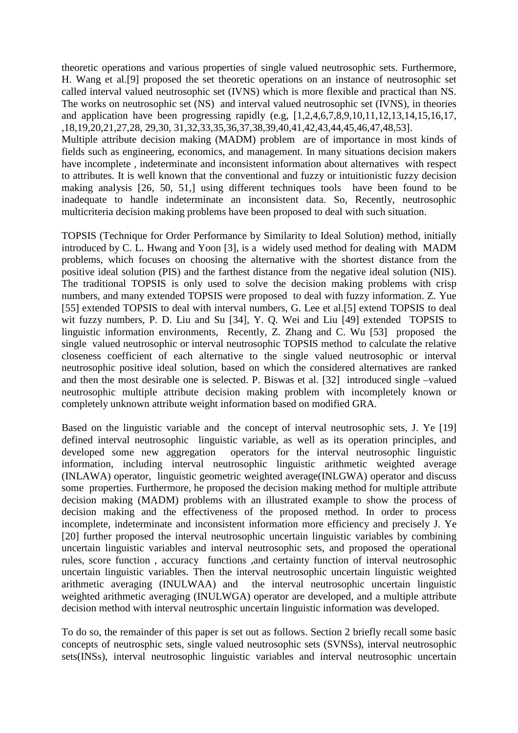theoretic operations and various properties of single valued neutrosophic sets. Furthermore, H. Wang et al.[9] proposed the set theoretic operations on an instance of neutrosophic set called interval valued neutrosophic set (IVNS) which is more flexible and practical than NS. The works on neutrosophic set (NS) and interval valued neutrosophic set (IVNS), in theories and application have been progressing rapidly (e.g, [1,2,4,6,7,8,9,10,11,12,13,14,15,16,17, ,18,19,20,21,27,28, 29,30, 31,32,33,35,36,37,38,39,40,41,42,43,44,45,46,47,48,53].

Multiple attribute decision making (MADM) problem are of importance in most kinds of fields such as engineering, economics, and management. In many situations decision makers have incomplete , indeterminate and inconsistent information about alternatives with respect to attributes. It is well known that the conventional and fuzzy or intuitionistic fuzzy decision making analysis [26, 50, 51,] using different techniques tools have been found to be inadequate to handle indeterminate an inconsistent data. So, Recently, neutrosophic multicriteria decision making problems have been proposed to deal with such situation.

TOPSIS (Technique for Order Performance by Similarity to Ideal Solution) method, initially introduced by C. L. Hwang and Yoon [3], is a widely used method for dealing with MADM problems, which focuses on choosing the alternative with the shortest distance from the positive ideal solution (PIS) and the farthest distance from the negative ideal solution (NIS). The traditional TOPSIS is only used to solve the decision making problems with crisp numbers, and many extended TOPSIS were proposed to deal with fuzzy information. Z. Yue [55] extended TOPSIS to deal with interval numbers, G. Lee et al.[5] extend TOPSIS to deal wit fuzzy numbers, P. D. Liu and Su [34], Y. Q. Wei and Liu [49] extended TOPSIS to linguistic information environments, Recently, Z. Zhang and C. Wu [53] proposed the single valued neutrosophic or interval neutrosophic TOPSIS method to calculate the relative closeness coefficient of each alternative to the single valued neutrosophic or interval neutrosophic positive ideal solution, based on which the considered alternatives are ranked and then the most desirable one is selected. P. Biswas et al. [32] introduced single –valued neutrosophic multiple attribute decision making problem with incompletely known or completely unknown attribute weight information based on modified GRA.

Based on the linguistic variable and the concept of interval neutrosophic sets, J. Ye [19] defined interval neutrosophic linguistic variable, as well as its operation principles, and developed some new aggregation operators for the interval neutrosophic linguistic information, including interval neutrosophic linguistic arithmetic weighted average (INLAWA) operator, linguistic geometric weighted average(INLGWA) operator and discuss some properties. Furthermore, he proposed the decision making method for multiple attribute decision making (MADM) problems with an illustrated example to show the process of decision making and the effectiveness of the proposed method. In order to process incomplete, indeterminate and inconsistent information more efficiency and precisely J. Ye [20] further proposed the interval neutrosophic uncertain linguistic variables by combining uncertain linguistic variables and interval neutrosophic sets, and proposed the operational rules, score function , accuracy functions ,and certainty function of interval neutrosophic uncertain linguistic variables. Then the interval neutrosophic uncertain linguistic weighted arithmetic averaging (INULWAA) and the interval neutrosophic uncertain linguistic weighted arithmetic averaging (INULWGA) operator are developed, and a multiple attribute decision method with interval neutrosphic uncertain linguistic information was developed.

To do so, the remainder of this paper is set out as follows. Section 2 briefly recall some basic concepts of neutrosphic sets, single valued neutrosophic sets (SVNSs), interval neutrosophic sets(INSs), interval neutrosophic linguistic variables and interval neutrosophic uncertain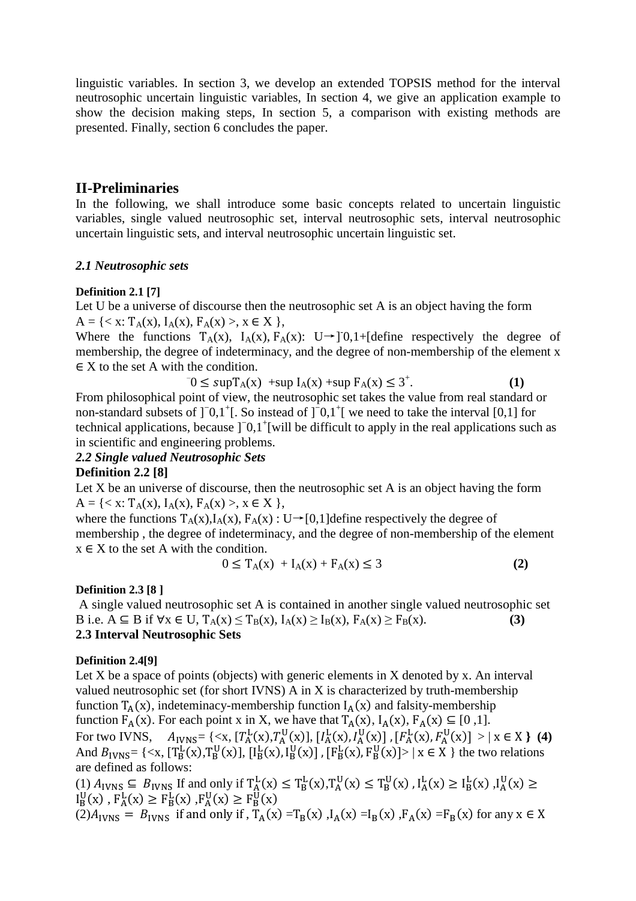linguistic variables. In section 3, we develop an extended TOPSIS method for the interval neutrosophic uncertain linguistic variables, In section 4, we give an application example to show the decision making steps, In section 5, a comparison with existing methods are presented. Finally, section 6 concludes the paper.

## II-Preliminaries

In the following, we shall introduce some basic concepts related to uncertain linguistic variables, single valued neutrosophic set, interval neutrosophic sets, interval neutrosophic uncertain linguistic sets, and interval neutrosophic uncertain linguistic set.

### *2.1 Neutrosophic sets*

**Definition 2.1 [7]**

Let U be a universe of discourse then the neutrosophic set A is an object having the form
$A = \{< x: T_A(x), I_A(x), F_A(x) >, x \in X \}$,
Where the functions $T_A(x)$, $I_A(x)$, $F_A(x)$: $U \rightarrow ]^-0,1+[$define respectively the degree of membership, the degree of indeterminacy, and the degree of non-membership of the element $x \in X$ to the set A with the condition.

$$^-0 \leq \sup T_A(x) + \sup I_A(x) + \sup F_A(x) \leq 3^+. \quad \textbf{(1)}$$

From philosophical point of view, the neutrosophic set takes the value from real standard or non-standard subsets of $]^-0,1^+[$. So instead of $]^-0,1^+[$ we need to take the interval [0,1] for technical applications, because $]^-0,1^+[$will be difficult to apply in the real applications such as in scientific and engineering problems.

### *2.2 Single valued Neutrosophic Sets*

**Definition 2.2 [8]**

Let X be an universe of discourse, then the neutrosophic set A is an object having the form
$A = \{< x: T_A(x), I_A(x), F_A(x) >, x \in X \}$,
where the functions $T_A(x)$,$I_A(x)$, $F_A(x)$ : $U \rightarrow [0,1]$define respectively the degree of membership , the degree of indeterminacy, and the degree of non-membership of the element $x \in X$ to the set A with the condition.

$$0 \leq T_A(x) + I_A(x) + F_A(x) \leq 3 \quad \textbf{(2)}$$

**Definition 2.3 [8 ]**

A single valued neutrosophic set A is contained in another single valued neutrosophic set B i.e. $A \subseteq B$ if $\forall x \in U$, $T_A(x) \leq T_B(x)$, $I_A(x) \geq I_B(x)$, $F_A(x) \geq F_B(x)$. **(3)**

### 2.3 Interval Neutrosophic Sets

**Definition 2.4[9]**

Let X be a space of points (objects) with generic elements in X denoted by x. An interval valued neutrosophic set (for short IVNS) A in X is characterized by truth-membership function $T_A(x)$, indeteminacy-membership function $I_A(x)$ and falsity-membership function $F_A(x)$. For each point x in X, we have that $T_A(x)$, $I_A(x)$, $F_A(x) \subseteq [0,1]$.

For two IVNS, $A_{IVNS} = \{<x, [T_A^L(x), T_A^U(x)], [I_A^L(x), I_A^U(x)], [F_A^L(x), F_A^U(x)] > | x \in X \}$ **(4)**

And $B_{IVNS} = \{<x, [T_B^L(x), T_B^U(x)], [I_B^L(x), I_B^U(x)], [F_B^L(x), F_B^U(x)]> | x \in X \}$ the two relations are defined as follows:

(1) $A_{IVNS} \subseteq B_{IVNS}$ If and only if $T_A^L(x) \leq T_B^L(x)$, $T_A^U(x) \leq T_B^U(x)$ , $I_A^L(x) \geq I_B^L(x)$ , $I_A^U(x) \geq I_B^U(x)$ , $F_A^L(x) \geq F_B^L(x)$ , $F_A^U(x) \geq F_B^U(x)$

(2) $A_{IVNS} = B_{IVNS}$ if and only if , $T_A(x) = T_B(x)$ , $I_A(x) = I_B(x)$ , $F_A(x) = F_B(x)$ for any $x \in X$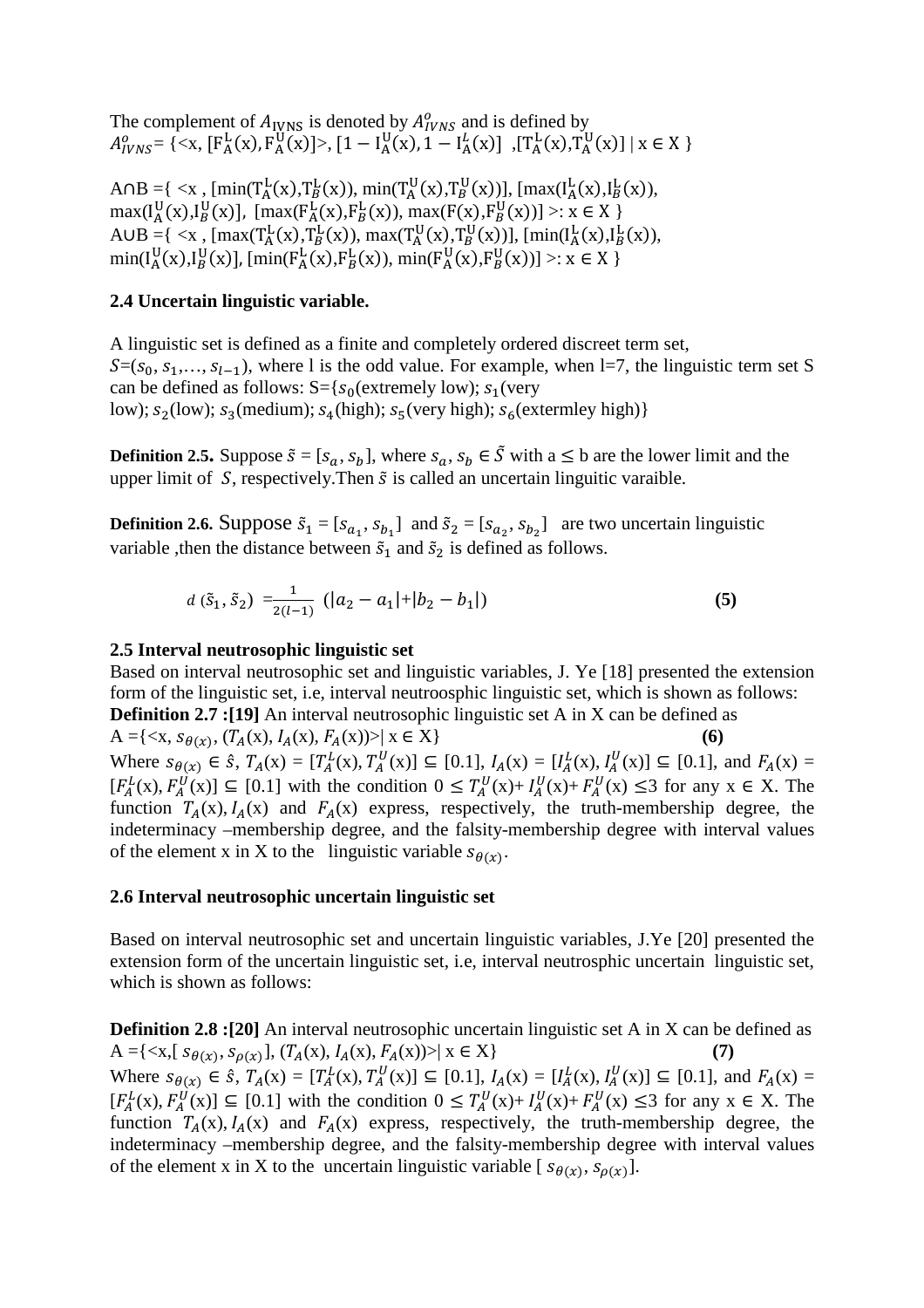The complement of $A_{\text{IVNS}}$ is denoted by $A^{o}_{IVNS}$ and is defined by
$A^{o}_{IVNS}$= {<x, $[\text{F}^{\text{L}}_{\text{A}}(\text{x}), \text{F}^{\text{U}}_{\text{A}}(\text{x})]$>, $[1 - \text{I}^{\text{U}}_{\text{A}}(\text{x}), 1 - \text{I}^{L}_{\text{A}}(\text{x})]$ ,$[\text{T}^{\text{L}}_{\text{A}}(\text{x}),\text{T}^{\text{U}}_{\text{A}}(\text{x})]$ | x ∈ X }

A∩B ={ <x , [min($\text{T}^{\text{L}}_{\text{A}}$(x),$\text{T}^{L}_{B}$(x)), min($\text{T}^{\text{U}}_{\text{A}}$(x),$\text{T}^{\text{U}}_{B}$(x))], [max($\text{I}^{\text{L}}_{\text{A}}$(x),$\text{I}^{\text{L}}_{B}$(x)), max($\text{I}^{\text{U}}_{\text{A}}$(x),$\text{I}^{\text{U}}_{B}$(x)], [max($\text{F}^{\text{L}}_{\text{A}}$(x),$\text{F}^{\text{L}}_{B}$(x)), max(F(x),$\text{F}^{\text{U}}_{B}$(x))] >: x ∈ X }
A∪B ={ <x , [max($\text{T}^{\text{L}}_{\text{A}}$(x),$\text{T}^{L}_{B}$(x)), max($\text{T}^{\text{U}}_{\text{A}}$(x),$\text{T}^{\text{U}}_{B}$(x))], [min($\text{I}^{\text{L}}_{\text{A}}$(x),$\text{I}^{\text{L}}_{B}$(x)), min($\text{I}^{\text{U}}_{\text{A}}$(x),$\text{I}^{\text{U}}_{B}$(x)], [min($\text{F}^{\text{L}}_{\text{A}}$(x),$\text{F}^{\text{L}}_{B}$(x)), min($\text{F}^{\text{U}}_{\text{A}}$(x),$\text{F}^{\text{U}}_{B}$(x))] >: x ∈ X }

### 2.4 Uncertain linguistic variable.

A linguistic set is defined as a finite and completely ordered discreet term set, $S$=($s_0$, $s_1$,…, $s_{l-1}$), where l is the odd value. For example, when l=7, the linguistic term set S can be defined as follows: S={$s_0$(extremely low); $s_1$(very low); $s_2$(low); $s_3$(medium); $s_4$(high); $s_5$(very high); $s_6$(extermley high)}

**Definition 2.5.** Suppose $\tilde{s}$ = [$s_a$, $s_b$], where $s_a$, $s_b$ ∈ $\tilde{S}$ with a ≤ b are the lower limit and the upper limit of $S$, respectively.Then $\tilde{s}$ is called an uncertain linguitic varaible.

**Definition 2.6.** Suppose $\tilde{s}_1$ = [$s_{a_1}$, $s_{b_1}$] and $\tilde{s}_2$ = [$s_{a_2}$, $s_{b_2}$] are two uncertain linguistic variable ,then the distance between $\tilde{s}_1$ and $\tilde{s}_2$ is defined as follows.

$$d\ (\tilde{s}_1, \tilde{s}_2) = \frac{1}{2(l-1)}\ (|a_2 - a_1| + |b_2 - b_1|) \qquad \textbf{(5)}$$

### 2.5 Interval neutrosophic linguistic set

Based on interval neutrosophic set and linguistic variables, J. Ye [18] presented the extension form of the linguistic set, i.e, interval neutroosphic linguistic set, which is shown as follows:
**Definition 2.7 :[19]** An interval neutrosophic linguistic set A in X can be defined as
A ={<x, $s_{\theta(x)}$, ($T_A$(x), $I_A$(x), $F_A$(x))>| x ∈ X} **(6)**
Where $s_{\theta(x)}$ ∈ $\hat{s}$, $T_A$(x) = [$T^L_A$(x), $T^U_A$(x)] ⊆ [0.1], $I_A$(x) = [$I^L_A$(x), $I^U_A$(x)] ⊆ [0.1], and $F_A$(x) = [$F^L_A$(x), $F^U_A$(x)] ⊆ [0.1] with the condition 0 ≤ $T^U_A$(x)+ $I^U_A$(x)+ $F^U_A$(x) ≤3 for any x ∈ X. The function $T_A$(x), $I_A$(x) and $F_A$(x) express, respectively, the truth-membership degree, the indeterminacy –membership degree, and the falsity-membership degree with interval values of the element x in X to the linguistic variable $s_{\theta(x)}$.

### 2.6 Interval neutrosophic uncertain linguistic set

Based on interval neutrosophic set and uncertain linguistic variables, J.Ye [20] presented the extension form of the uncertain linguistic set, i.e, interval neutrosphic uncertain linguistic set, which is shown as follows:

**Definition 2.8 :[20]** An interval neutrosophic uncertain linguistic set A in X can be defined as
A ={<x,[ $s_{\theta(x)}$, $s_{\rho(x)}$], ($T_A$(x), $I_A$(x), $F_A$(x))>| x ∈ X} **(7)**
Where $s_{\theta(x)}$ ∈ $\hat{s}$, $T_A$(x) = [$T^L_A$(x), $T^U_A$(x)] ⊆ [0.1], $I_A$(x) = [$I^L_A$(x), $I^U_A$(x)] ⊆ [0.1], and $F_A$(x) = [$F^L_A$(x), $F^U_A$(x)] ⊆ [0.1] with the condition 0 ≤ $T^U_A$(x)+ $I^U_A$(x)+ $F^U_A$(x) ≤3 for any x ∈ X. The function $T_A$(x), $I_A$(x) and $F_A$(x) express, respectively, the truth-membership degree, the indeterminacy –membership degree, and the falsity-membership degree with interval values of the element x in X to the uncertain linguistic variable [ $s_{\theta(x)}$, $s_{\rho(x)}$].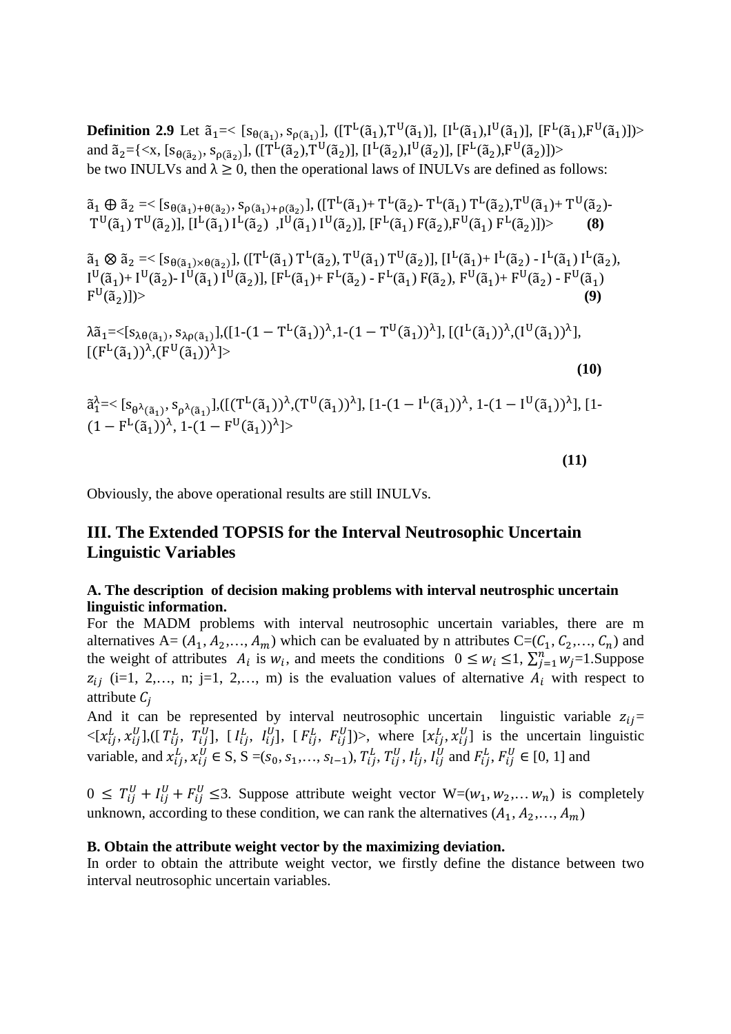**Definition 2.9** Let $\tilde{a}_1$=< $[s_{\theta(\tilde{a}_1)}, s_{\rho(\tilde{a}_1)}]$, ($[T^L(\tilde{a}_1), T^U(\tilde{a}_1)]$, $[I^L(\tilde{a}_1), I^U(\tilde{a}_1)]$, $[F^L(\tilde{a}_1), F^U(\tilde{a}_1)]$)> and $\tilde{a}_2$={<x, $[s_{\theta(\tilde{a}_2)}, s_{\rho(\tilde{a}_2)}]$, ($[T^L(\tilde{a}_2), T^U(\tilde{a}_2)]$, $[I^L(\tilde{a}_2), I^U(\tilde{a}_2)]$, $[F^L(\tilde{a}_2), F^U(\tilde{a}_2)]$)> be two INULVs and $\lambda \geq 0$, then the operational laws of INULVs are defined as follows:

$$\tilde{a}_1 \oplus \tilde{a}_2 =< [s_{\theta(\tilde{a}_1)+\theta(\tilde{a}_2)}, s_{\rho(\tilde{a}_1)+\rho(\tilde{a}_2)}], ([T^L(\tilde{a}_1)+ T^L(\tilde{a}_2)- T^L(\tilde{a}_1)\, T^L(\tilde{a}_2), T^U(\tilde{a}_1)+ T^U(\tilde{a}_2)- T^U(\tilde{a}_1)\, T^U(\tilde{a}_2)], [I^L(\tilde{a}_1)\, I^L(\tilde{a}_2), I^U(\tilde{a}_1)\, I^U(\tilde{a}_2)], [F^L(\tilde{a}_1)\, F(\tilde{a}_2), F^U(\tilde{a}_1)\, F^L(\tilde{a}_2)])> \quad \textbf{(8)}$$

$$\tilde{a}_1 \otimes \tilde{a}_2 =< [s_{\theta(\tilde{a}_1)\times\theta(\tilde{a}_2)}], ([T^L(\tilde{a}_1)\, T^L(\tilde{a}_2), T^U(\tilde{a}_1)\, T^U(\tilde{a}_2)], [I^L(\tilde{a}_1)+ I^L(\tilde{a}_2) - I^L(\tilde{a}_1)\, I^L(\tilde{a}_2), I^U(\tilde{a}_1)+ I^U(\tilde{a}_2)- I^U(\tilde{a}_1)\, I^U(\tilde{a}_2)], [F^L(\tilde{a}_1)+ F^L(\tilde{a}_2) - F^L(\tilde{a}_1)\, F(\tilde{a}_2), F^U(\tilde{a}_1)+ F^U(\tilde{a}_2) - F^U(\tilde{a}_1)\, F^U(\tilde{a}_2)])> \quad \textbf{(9)}$$

$$\lambda\tilde{a}_1 =<[s_{\lambda\theta(\tilde{a}_1)}, s_{\lambda\rho(\tilde{a}_1)}],([1-(1-T^L(\tilde{a}_1))^\lambda, 1-(1-T^U(\tilde{a}_1))^\lambda], [(I^L(\tilde{a}_1))^\lambda, (I^U(\tilde{a}_1))^\lambda], [(F^L(\tilde{a}_1))^\lambda, (F^U(\tilde{a}_1))^\lambda]> \quad \textbf{(10)}$$

$$\tilde{a}_1^\lambda =< [s_{\theta^\lambda(\tilde{a}_1)}, s_{\rho^\lambda(\tilde{a}_1)}],([(T^L(\tilde{a}_1))^\lambda, (T^U(\tilde{a}_1))^\lambda], [1-(1-I^L(\tilde{a}_1))^\lambda, 1-(1-I^U(\tilde{a}_1))^\lambda], [1-(1-F^L(\tilde{a}_1))^\lambda, 1-(1-F^U(\tilde{a}_1))^\lambda]> \quad \textbf{(11)}$$

Obviously, the above operational results are still INULVs.

## III. The Extended TOPSIS for the Interval Neutrosophic Uncertain Linguistic Variables

### A. The description of decision making problems with interval neutrosphic uncertain linguistic information.

For the MADM problems with interval neutrosophic uncertain variables, there are m alternatives A= $(A_1, A_2,\dots, A_m)$ which can be evaluated by n attributes C=$(C_1, C_2,\dots, C_n)$ and the weight of attributes $A_i$ is $w_i$, and meets the conditions $0 \leq w_i \leq 1$, $\sum_{j=1}^{n} w_j=1$.Suppose $z_{ij}$ (i=1, 2,…, n; j=1, 2,…, m) is the evaluation values of alternative $A_i$ with respect to attribute $C_j$

And it can be represented by interval neutrosophic uncertain linguistic variable $z_{ij}$= <$[x_{ij}^L, x_{ij}^U]$,($[T_{ij}^L, T_{ij}^U]$, $[I_{ij}^L, I_{ij}^U]$, $[F_{ij}^L, F_{ij}^U]$)>, where $[x_{ij}^L, x_{ij}^U]$ is the uncertain linguistic variable, and $x_{ij}^L, x_{ij}^U \in$ S, S =$(s_0, s_1,\dots, s_{l-1})$, $T_{ij}^L, T_{ij}^U, I_{ij}^L, I_{ij}^U$ and $F_{ij}^L, F_{ij}^U \in [0, 1]$ and

$0 \leq T_{ij}^U + I_{ij}^U + F_{ij}^U \leq 3$. Suppose attribute weight vector W=$(w_1, w_2,\dots w_n)$ is completely unknown, according to these condition, we can rank the alternatives $(A_1, A_2,\dots, A_m)$

### B. Obtain the attribute weight vector by the maximizing deviation.

In order to obtain the attribute weight vector, we firstly define the distance between two interval neutrosophic uncertain variables.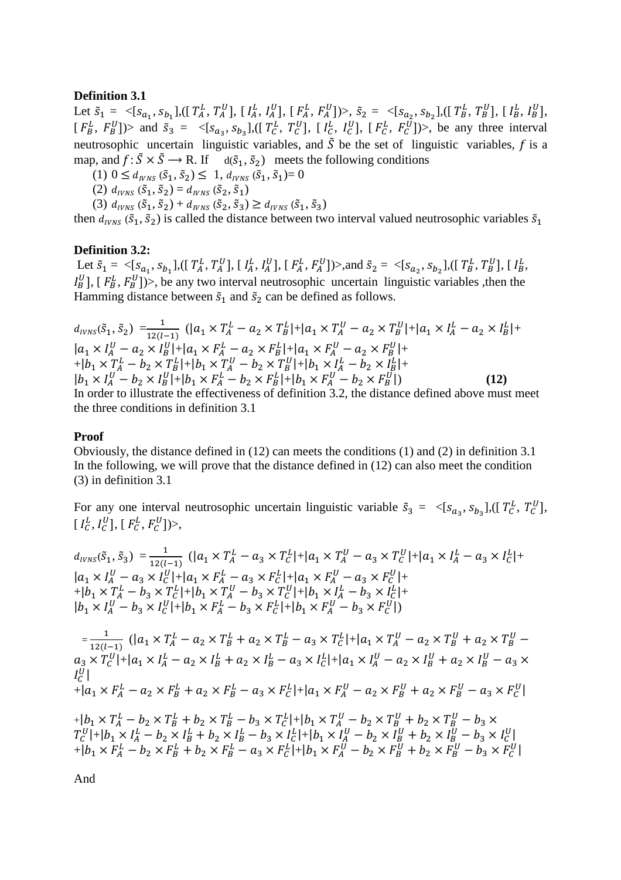**Definition 3.1**

Let $\tilde{s}_1 = \langle[s_{a_1}, s_{b_1}],([T_A^L, T_A^U], [I_A^L, I_A^U], [F_A^L, F_A^U])\rangle$, $\tilde{s}_2 = \langle[s_{a_2}, s_{b_2}],([T_B^L, T_B^U], [I_B^L, I_B^U], [F_B^L, F_B^U])\rangle$ and $\tilde{s}_3 = \langle[s_{a_3}, s_{b_3}],([T_C^L, T_C^U], [I_C^L, I_C^U], [F_C^L, F_C^U])\rangle$, be any three interval neutrosophic uncertain linguistic variables, and $\tilde{S}$ be the set of linguistic variables, $f$ is a map, and $f: \tilde{S} \times \tilde{S} \longrightarrow$ R. If $d(\tilde{s}_1, \tilde{s}_2)$ meets the following conditions

(1) $0 \leq d_{IVNS}(\tilde{s}_1, \tilde{s}_2) \leq 1$, $d_{IVNS}(\tilde{s}_1, \tilde{s}_1) = 0$

(2) $d_{IVNS}(\tilde{s}_1, \tilde{s}_2) = d_{IVNS}(\tilde{s}_2, \tilde{s}_1)$

(3) $d_{IVNS}(\tilde{s}_1, \tilde{s}_2) + d_{IVNS}(\tilde{s}_2, \tilde{s}_3) \geq d_{IVNS}(\tilde{s}_1, \tilde{s}_3)$

then $d_{IVNS}(\tilde{s}_1, \tilde{s}_2)$ is called the distance between two interval valued neutrosophic variables $\tilde{s}_1$

**Definition 3.2:**

Let $\tilde{s}_1 = \langle[s_{a_1}, s_{b_1}],([T_A^L, T_A^U], [I_A^L, I_A^U], [F_A^L, F_A^U])\rangle$,and $\tilde{s}_2 = \langle[s_{a_2}, s_{b_2}],([T_B^L, T_B^U], [I_B^L, I_B^U], [F_B^L, F_B^U])\rangle$, be any two interval neutrosophic uncertain linguistic variables ,then the Hamming distance between $\tilde{s}_1$ and $\tilde{s}_2$ can be defined as follows.

$$d_{IVNS}(\tilde{s}_1, \tilde{s}_2) = \frac{1}{12(l-1)} (|a_1 \times T_A^L - a_2 \times T_B^L| + |a_1 \times T_A^U - a_2 \times T_B^U| + |a_1 \times I_A^L - a_2 \times I_B^L| + |a_1 \times I_A^U - a_2 \times I_B^U| + |a_1 \times F_A^L - a_2 \times F_B^L| + |a_1 \times F_A^U - a_2 \times F_B^U| + |b_1 \times T_A^L - b_2 \times T_B^L| + |b_1 \times T_A^U - b_2 \times T_B^U| + |b_1 \times I_A^L - b_2 \times I_B^L| + |b_1 \times I_A^U - b_2 \times I_B^U| + |b_1 \times F_A^L - b_2 \times F_B^L| + |b_1 \times F_A^U - b_2 \times F_B^U|) \quad \textbf{(12)}$$

In order to illustrate the effectiveness of definition 3.2, the distance defined above must meet the three conditions in definition 3.1

**Proof**

Obviously, the distance defined in (12) can meets the conditions (1) and (2) in definition 3.1 In the following, we will prove that the distance defined in (12) can also meet the condition (3) in definition 3.1

For any one interval neutrosophic uncertain linguistic variable $\tilde{s}_3 = \langle[s_{a_3}, s_{b_3}],([T_C^L, T_C^U], [I_C^L, I_C^U], [F_C^L, F_C^U])\rangle$,

$$d_{IVNS}(\tilde{s}_1, \tilde{s}_3) = \frac{1}{12(l-1)} (|a_1 \times T_A^L - a_3 \times T_C^L| + |a_1 \times T_A^U - a_3 \times T_C^U| + |a_1 \times I_A^L - a_3 \times I_C^L| + |a_1 \times I_A^U - a_3 \times I_C^U| + |a_1 \times F_A^L - a_3 \times F_C^L| + |a_1 \times F_A^U - a_3 \times F_C^U| + |b_1 \times T_A^L - b_3 \times T_C^L| + |b_1 \times T_A^U - b_3 \times T_C^U| + |b_1 \times I_A^L - b_3 \times I_C^L| + |b_1 \times I_A^U - b_3 \times I_C^U| + |b_1 \times F_A^L - b_3 \times F_C^L| + |b_1 \times F_A^U - b_3 \times F_C^U|)$$

$$= \frac{1}{12(l-1)} (|a_1 \times T_A^L - a_2 \times T_B^L + a_2 \times T_B^L - a_3 \times T_C^L| + |a_1 \times T_A^U - a_2 \times T_B^U + a_2 \times T_B^U - a_3 \times T_C^U| + |a_1 \times I_A^L - a_2 \times I_B^L + a_2 \times I_B^L - a_3 \times I_C^L| + |a_1 \times I_A^U - a_2 \times I_B^U + a_2 \times I_B^U - a_3 \times I_C^U|$$
$$+ |a_1 \times F_A^L - a_2 \times F_B^L + a_2 \times F_B^L - a_3 \times F_C^L| + |a_1 \times F_A^U - a_2 \times F_B^U + a_2 \times F_B^U - a_3 \times F_C^U|$$

$$+ |b_1 \times T_A^L - b_2 \times T_B^L + b_2 \times T_B^L - b_3 \times T_C^L| + |b_1 \times T_A^U - b_2 \times T_B^U + b_2 \times T_B^U - b_3 \times T_C^U| + |b_1 \times I_A^L - b_2 \times I_B^L + b_2 \times I_B^L - b_3 \times I_C^L| + |b_1 \times I_A^U - b_2 \times I_B^U + b_2 \times I_B^U - b_3 \times I_C^U|$$
$$+ |b_1 \times F_A^L - b_2 \times F_B^L + b_2 \times F_B^L - a_3 \times F_C^L| + |b_1 \times F_A^U - b_2 \times F_B^U + b_2 \times F_B^U - b_3 \times F_C^U|$$

And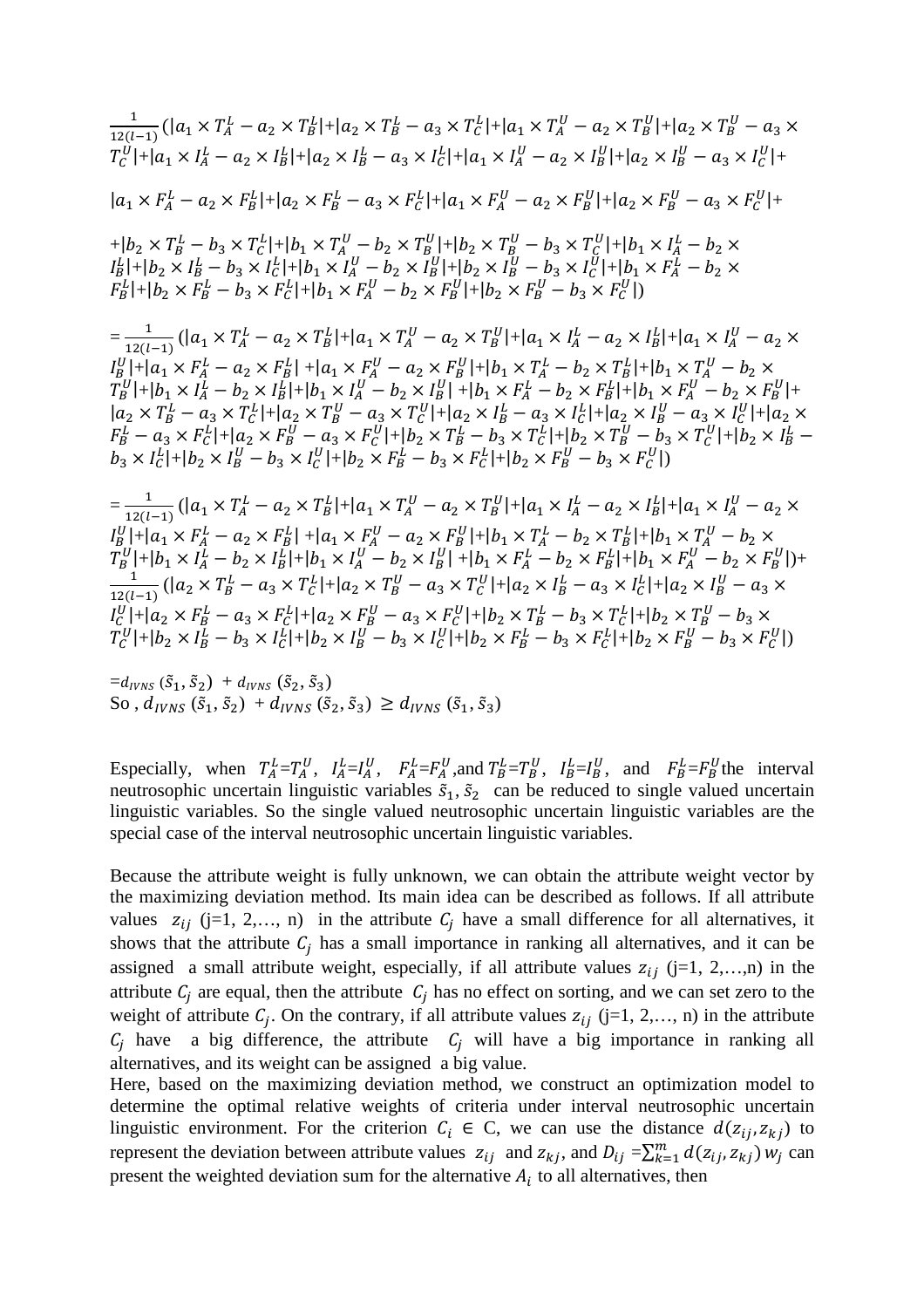$$\frac{1}{12(l-1)}(|a_1 \times T_A^L - a_2 \times T_B^L| + |a_2 \times T_B^L - a_3 \times T_C^L| + |a_1 \times T_A^U - a_2 \times T_B^U| + |a_2 \times T_B^U - a_3 \times T_C^U| + |a_1 \times I_A^L - a_2 \times I_B^L| + |a_2 \times I_B^L - a_3 \times I_C^L| + |a_1 \times I_A^U - a_2 \times I_B^U| + |a_2 \times I_B^U - a_3 \times I_C^U| +$$

$$|a_1 \times F_A^L - a_2 \times F_B^L| + |a_2 \times F_B^L - a_3 \times F_C^L| + |a_1 \times F_A^U - a_2 \times F_B^U| + |a_2 \times F_B^U - a_3 \times F_C^U| +$$

$$+|b_2 \times T_B^L - b_3 \times T_C^L| + |b_1 \times T_A^U - b_2 \times T_B^U| + |b_2 \times T_B^U - b_3 \times T_C^U| + |b_1 \times I_A^L - b_2 \times I_B^L| + |b_2 \times I_B^L - b_3 \times I_C^L| + |b_1 \times I_A^U - b_2 \times I_B^U| + |b_2 \times I_B^U - b_3 \times I_C^U| + |b_1 \times F_A^L - b_2 \times F_B^L| + |b_2 \times F_B^L - b_3 \times F_C^L| + |b_1 \times F_A^U - b_2 \times F_B^U| + |b_2 \times F_B^U - b_3 \times F_C^U|)$$

$$= \frac{1}{12(l-1)}(|a_1 \times T_A^L - a_2 \times T_B^L| + |a_1 \times T_A^U - a_2 \times T_B^U| + |a_1 \times I_A^L - a_2 \times I_B^L| + |a_1 \times I_A^U - a_2 \times I_B^U| + |a_1 \times F_A^L - a_2 \times F_B^L| + |a_1 \times F_A^U - a_2 \times F_B^U| + |b_1 \times T_A^L - b_2 \times T_B^L| + |b_1 \times T_A^U - b_2 \times T_B^U| + |b_1 \times I_A^L - b_2 \times I_B^L| + |b_1 \times I_A^U - b_2 \times I_B^U| + |b_1 \times F_A^L - b_2 \times F_B^L| + |b_1 \times F_A^U - b_2 \times F_B^U| + |a_2 \times T_B^L - a_3 \times T_C^L| + |a_2 \times T_B^U - a_3 \times T_C^U| + |a_2 \times I_B^L - a_3 \times I_C^L| + |a_2 \times I_B^U - a_3 \times I_C^U| + |a_2 \times F_B^L - a_3 \times F_C^L| + |a_2 \times F_B^U - a_3 \times F_C^U| + |b_2 \times T_B^L - b_3 \times T_C^L| + |b_2 \times T_B^U - b_3 \times T_C^U| + |b_2 \times I_B^L - b_3 \times I_C^L| + |b_2 \times I_B^U - b_3 \times I_C^U| + |b_2 \times F_B^L - b_3 \times F_C^L| + |b_2 \times F_B^U - b_3 \times F_C^U|)$$

$$= \frac{1}{12(l-1)}(|a_1 \times T_A^L - a_2 \times T_B^L| + |a_1 \times T_A^U - a_2 \times T_B^U| + |a_1 \times I_A^L - a_2 \times I_B^L| + |a_1 \times I_A^U - a_2 \times I_B^U| + |a_1 \times F_A^L - a_2 \times F_B^L| + |a_1 \times F_A^U - a_2 \times F_B^U| + |b_1 \times T_A^L - b_2 \times T_B^L| + |b_1 \times T_A^U - b_2 \times T_B^U| + |b_1 \times I_A^L - b_2 \times I_B^L| + |b_1 \times I_A^U - b_2 \times I_B^U| + |b_1 \times F_A^L - b_2 \times F_B^L| + |b_1 \times F_A^U - b_2 \times F_B^U|) + \frac{1}{12(l-1)}(|a_2 \times T_B^L - a_3 \times T_C^L| + |a_2 \times T_B^U - a_3 \times T_C^U| + |a_2 \times I_B^L - a_3 \times I_C^L| + |a_2 \times I_B^U - a_3 \times I_C^U| + |a_2 \times F_B^L - a_3 \times F_C^L| + |a_2 \times F_B^U - a_3 \times F_C^U| + |b_2 \times T_B^L - b_3 \times T_C^L| + |b_2 \times T_B^U - b_3 \times T_C^U| + |b_2 \times I_B^L - b_3 \times I_C^L| + |b_2 \times I_B^U - b_3 \times I_C^U| + |b_2 \times F_B^L - b_3 \times F_C^L| + |b_2 \times F_B^U - b_3 \times F_C^U|)$$

$= d_{IVNS}(\tilde{s}_1, \tilde{s}_2) + d_{IVNS}(\tilde{s}_2, \tilde{s}_3)$

So , $d_{IVNS}(\tilde{s}_1, \tilde{s}_2) + d_{IVNS}(\tilde{s}_2, \tilde{s}_3) \geq d_{IVNS}(\tilde{s}_1, \tilde{s}_3)$

Especially, when $T_A^L = T_A^U$, $I_A^L = I_A^U$, $F_A^L = F_A^U$, and $T_B^L = T_B^U$, $I_B^L = I_B^U$, and $F_B^L = F_B^U$ the interval neutrosophic uncertain linguistic variables $\tilde{s}_1, \tilde{s}_2$ can be reduced to single valued uncertain linguistic variables. So the single valued neutrosophic uncertain linguistic variables are the special case of the interval neutrosophic uncertain linguistic variables.

Because the attribute weight is fully unknown, we can obtain the attribute weight vector by the maximizing deviation method. Its main idea can be described as follows. If all attribute values $z_{ij}$ (j=1, 2,…, n) in the attribute $C_j$ have a small difference for all alternatives, it shows that the attribute $C_j$ has a small importance in ranking all alternatives, and it can be assigned a small attribute weight, especially, if all attribute values $z_{ij}$ (j=1, 2,…,n) in the attribute $C_j$ are equal, then the attribute $C_j$ has no effect on sorting, and we can set zero to the weight of attribute $C_j$. On the contrary, if all attribute values $z_{ij}$ (j=1, 2,…, n) in the attribute $C_j$ have a big difference, the attribute $C_j$ will have a big importance in ranking all alternatives, and its weight can be assigned a big value.

Here, based on the maximizing deviation method, we construct an optimization model to determine the optimal relative weights of criteria under interval neutrosophic uncertain linguistic environment. For the criterion $C_i \in$ C, we can use the distance $d(z_{ij}, z_{kj})$ to represent the deviation between attribute values $z_{ij}$ and $z_{kj}$, and $D_{ij} = \sum_{k=1}^{m} d(z_{ij}, z_{kj})\, w_j$ can present the weighted deviation sum for the alternative $A_i$ to all alternatives, then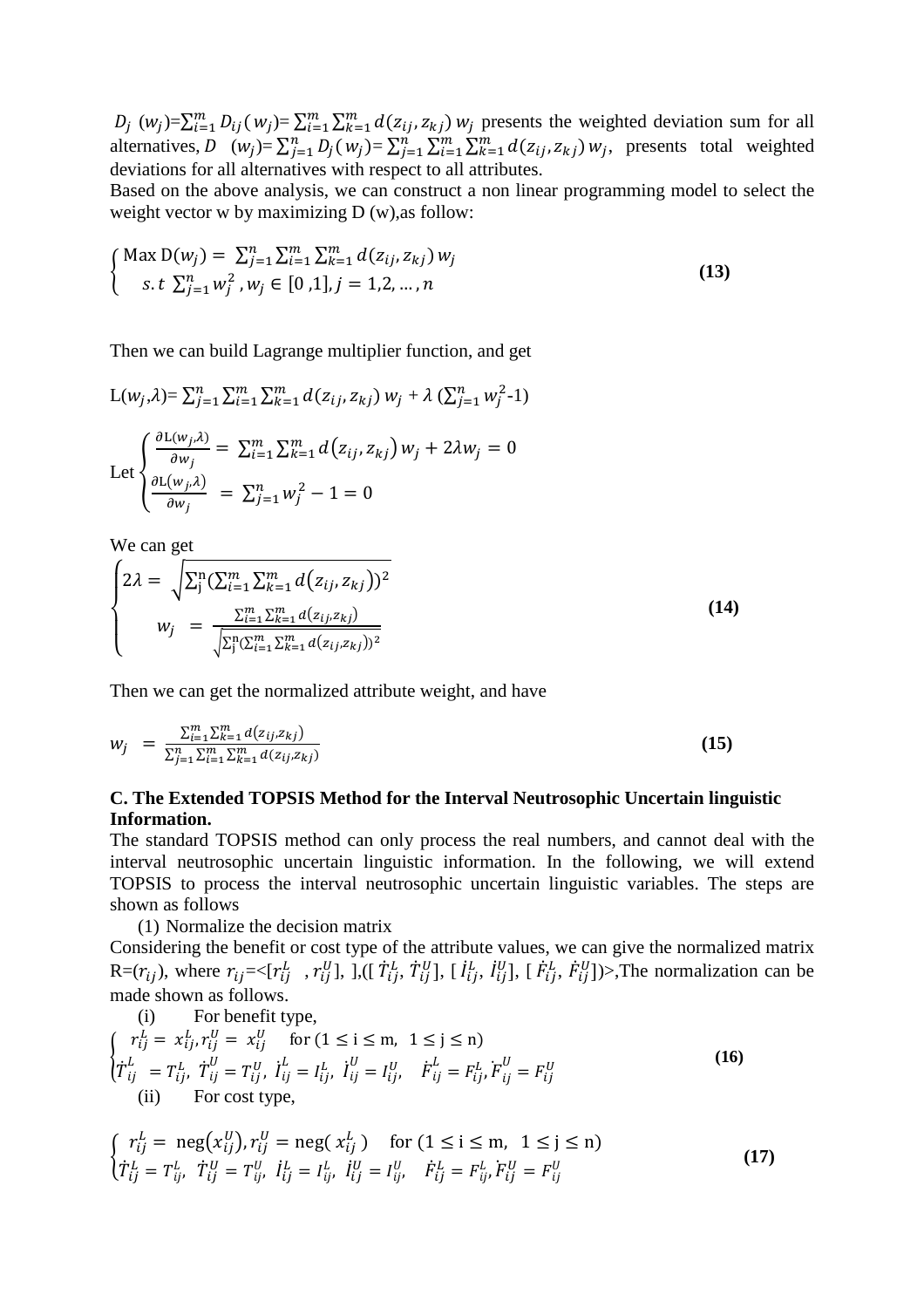$D_j\ (w_j)$=$\sum_{i=1}^{m} D_{ij}(w_j)$= $\sum_{i=1}^{m}\sum_{k=1}^{m} d(z_{ij}, z_{kj})\, w_j$ presents the weighted deviation sum for all alternatives, $D\ \ (w_j)$= $\sum_{j=1}^{n} D_j(w_j)$= $\sum_{j=1}^{n}\sum_{i=1}^{m}\sum_{k=1}^{m} d(z_{ij}, z_{kj})\, w_j$, presents total weighted deviations for all alternatives with respect to all attributes.

Based on the above analysis, we can construct a non linear programming model to select the weight vector w by maximizing D (w),as follow:

$$\begin{cases} \text{Max } \mathrm{D}(w_j) = \sum_{j=1}^{n}\sum_{i=1}^{m}\sum_{k=1}^{m} d(z_{ij}, z_{kj})\, w_j \\ s.t\ \sum_{j=1}^{n} w_j^2\ , w_j \in [0\ ,1], j = 1,2, \dots, n \end{cases} \tag{13}$$

Then we can build Lagrange multiplier function, and get

$$\mathrm{L}(w_j,\lambda) = \sum_{j=1}^{n}\sum_{i=1}^{m}\sum_{k=1}^{m} d(z_{ij}, z_{kj})\, w_j + \lambda\left(\sum_{j=1}^{n} w_j^2 - 1\right)$$

$$\text{Let} \begin{cases} \frac{\partial \mathrm{L}(w_j,\lambda)}{\partial w_j} = \sum_{i=1}^{m}\sum_{k=1}^{m} d\left(z_{ij}, z_{kj}\right) w_j + 2\lambda w_j = 0 \\ \frac{\partial \mathrm{L}(w_j,\lambda)}{\partial w_j} \ = \sum_{j=1}^{n} w_j^2 - 1 = 0 \end{cases}$$

We can get

$$\begin{cases} 2\lambda = \sqrt{\sum_{j}^{n}\left(\sum_{i=1}^{m}\sum_{k=1}^{m} d\left(z_{ij}, z_{kj}\right)\right)^2} \\ w_j \ = \frac{\sum_{i=1}^{m}\sum_{k=1}^{m} d\left(z_{ij}, z_{kj}\right)}{\sqrt{\sum_{j}^{n}\left(\sum_{i=1}^{m}\sum_{k=1}^{m} d\left(z_{ij}, z_{kj}\right)\right)^2}} \end{cases} \tag{14}$$

Then we can get the normalized attribute weight, and have

$$w_j \ = \frac{\sum_{i=1}^{m}\sum_{k=1}^{m} d\left(z_{ij}, z_{kj}\right)}{\sum_{j=1}^{n}\sum_{i=1}^{m}\sum_{k=1}^{m} d\left(z_{ij}, z_{kj}\right)} \tag{15}$$

### C. The Extended TOPSIS Method for the Interval Neutrosophic Uncertain linguistic Information.

The standard TOPSIS method can only process the real numbers, and cannot deal with the interval neutrosophic uncertain linguistic information. In the following, we will extend TOPSIS to process the interval neutrosophic uncertain linguistic variables. The steps are shown as follows

(1) Normalize the decision matrix

Considering the benefit or cost type of the attribute values, we can give the normalized matrix R=($r_{ij}$), where $r_{ij}$=<[$r_{ij}^L$ , $r_{ij}^U$], ],([ $\dot{T}_{ij}^L$, $\dot{T}_{ij}^U$], [ $\dot{I}_{ij}^L$, $\dot{I}_{ij}^U$], [ $\dot{F}_{ij}^L$, $\dot{F}_{ij}^U$])>,The normalization can be made shown as follows.

(i) For benefit type,

$$\begin{cases} r_{ij}^L = x_{ij}^L, r_{ij}^U = x_{ij}^U \quad \text{for } (1 \le \mathrm{i} \le \mathrm{m},\ 1 \le \mathrm{j} \le \mathrm{n}) \\ \dot{T}_{ij}^L = T_{ij}^L,\ \dot{T}_{ij}^U = T_{ij}^U,\ \dot{I}_{ij}^L = I_{ij}^L,\ \dot{I}_{ij}^U = I_{ij}^U, \quad \dot{F}_{ij}^L = F_{ij}^L, \dot{F}_{ij}^U = F_{ij}^U \end{cases} \tag{16}$$

(ii) For cost type,

$$\begin{cases} r_{ij}^L = \operatorname{neg}\left(x_{ij}^U\right), r_{ij}^U = \operatorname{neg}(\ x_{ij}^L) \quad \text{for } (1 \le \mathrm{i} \le \mathrm{m},\ 1 \le \mathrm{j} \le \mathrm{n}) \\ \dot{T}_{ij}^L = T_{ij}^L,\ \dot{T}_{ij}^U = T_{ij}^U,\ \dot{I}_{ij}^L = I_{ij}^L,\ \dot{I}_{ij}^U = I_{ij}^U, \quad \dot{F}_{ij}^L = F_{ij}^L, \dot{F}_{ij}^U = F_{ij}^U \end{cases} \tag{17}$$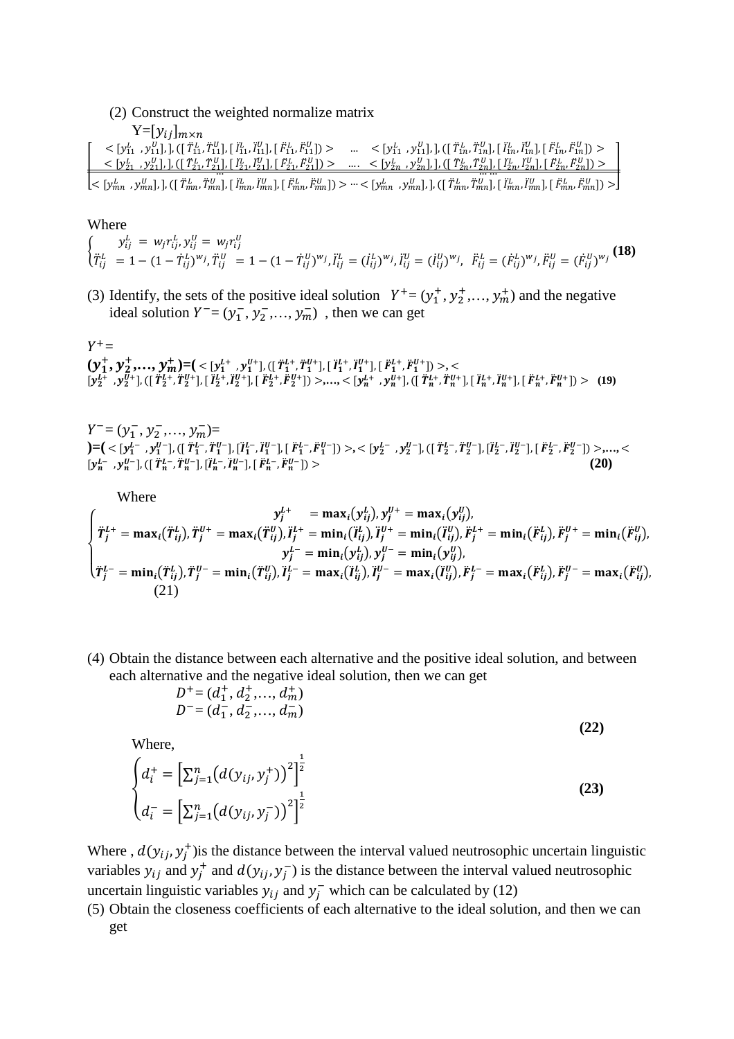(2) Construct the weighted normalize matrix

$$Y=[y_{ij}]_{m\times n}$$

$$\begin{bmatrix} <[y_{11}^L\ ,y_{11}^U],],([\ddot{T}_{11}^L,\ddot{T}_{11}^U],[\ddot{I}_{11}^L,\ddot{I}_{11}^U],[\ddot{F}_{11}^L,\ddot{F}_{11}^U])> & \dots & <[y_{11}^L\ ,y_{11}^U],],([\ddot{T}_{1n}^L,\ddot{T}_{1n}^U],[\ddot{I}_{1n}^L,\ddot{I}_{1n}^U],[\ddot{F}_{1n}^L,\ddot{F}_{1n}^U])> \\ <[y_{21}^L\ ,y_{21}^U],],([\dot{T}_{21}^L,\dot{T}_{21}^U],[\dot{I}_{21}^L,\dot{I}_{21}^U],[\dot{F}_{21}^L,\dot{F}_{21}^U])> & \dots & <[y_{2n}^L\ ,y_{2n}^U],],([\dot{T}_{2n}^L,\dot{T}_{2n}^U],[\dot{I}_{2n}^L,\dot{I}_{2n}^U],[\dot{F}_{2n}^L,\dot{F}_{2n}^U])> \\ \dots & & \dots \\ <[y_{mn}^L\ ,y_{mn}^U],],([\ddot{T}_{mn}^L,\ddot{T}_{mn}^U],[\ddot{I}_{mn}^L,\ddot{I}_{mn}^U],[\ddot{F}_{mn}^L,\ddot{F}_{mn}^U])> & \dots & <[y_{mn}^L\ ,y_{mn}^U],],([\ddot{T}_{mn}^L,\ddot{T}_{mn}^U],[\ddot{I}_{mn}^L,\ddot{I}_{mn}^U],[\ddot{F}_{mn}^L,\ddot{F}_{mn}^U])> \end{bmatrix}$$

Where

$$\begin{cases} y_{ij}^L = w_j r_{ij}^L, y_{ij}^U = w_j r_{ij}^U \\ \ddot{T}_{ij}^L = 1-(1-\dot{T}_{ij}^L)^{w_j}, \ddot{T}_{ij}^U = 1-(1-\dot{T}_{ij}^U)^{w_j}, \ddot{I}_{ij}^L = (\dot{I}_{ij}^L)^{w_j}, \ddot{I}_{ij}^U = (\dot{I}_{ij}^U)^{w_j},\ \ddot{F}_{ij}^L = (\dot{F}_{ij}^L)^{w_j}, \ddot{F}_{ij}^U = (\dot{F}_{ij}^U)^{w_j} \end{cases} \quad \textbf{(18)}$$

(3) Identify, the sets of the positive ideal solution $Y^+=(y_1^+, y_2^+,\dots, y_m^+)$ and the negative ideal solution $Y^-=(y_1^-, y_2^-,\dots, y_m^-)$ , then we can get

$$Y^+= (y_1^+, y_2^+,\dots, y_m^+)=(<[y_1^{L+}\ ,y_1^{U+}],([\ddot{T}_1^{L+},\ddot{T}_1^{U+}],[\ddot{I}_1^{L+},\ddot{I}_1^{U+}],[\ddot{F}_1^{L+},\ddot{F}_1^{U+}])>,<[y_2^{L+}\ ,y_2^{U+}],([\ddot{T}_2^{L+},\ddot{T}_2^{U+}],[\ddot{I}_2^{L+},\ddot{I}_2^{U+}],[\ddot{F}_2^{L+},\ddot{F}_2^{U+}])>,\dots,<[y_n^{L+}\ ,y_n^{U+}],([\ddot{T}_n^{L+},\ddot{T}_n^{U+}],[\ddot{I}_n^{L+},\ddot{I}_n^{U+}],[\ddot{F}_n^{L+},\ddot{F}_n^{U+}])> \quad \textbf{(19)}$$

$$Y^-= (y_1^-, y_2^-,\dots, y_m^-)= )=(<[y_1^{L-}\ ,y_1^{U-}],([\ddot{T}_1^{L-},\ddot{T}_1^{U-}],[\ddot{I}_1^{L-},\ddot{I}_1^{U-}],[\ddot{F}_1^{L-},\ddot{F}_1^{U-}])>,<[y_2^{L-}\ ,y_2^{U-}],([\ddot{T}_2^{L-},\ddot{T}_2^{U-}],[\ddot{I}_2^{L-},\ddot{I}_2^{U-}],[\ddot{F}_2^{L-},\ddot{F}_2^{U-}])>,\dots,<[y_n^{L-}\ ,y_n^{U-}],([\ddot{T}_n^{L-},\ddot{T}_n^{U-}],[\ddot{I}_n^{L-},\ddot{I}_n^{U-}],[\ddot{F}_n^{L-},\ddot{F}_n^{U-}])> \quad \textbf{(20)}$$

Where

$$\begin{cases} y_j^{L+} = \max_i(y_{ij}^L), y_j^{U+} = \max_i(y_{ij}^U), \\ \ddot{T}_j^{L+} = \max_i(\ddot{T}_{ij}^L), \ddot{T}_j^{U+} = \max_i(\ddot{T}_{ij}^U), \ddot{I}_j^{L+} = \min_i(\ddot{I}_{ij}^L), \ddot{I}_j^{U+} = \min_i(\ddot{I}_{ij}^U), \ddot{F}_j^{L+} = \min_i(\ddot{F}_{ij}^L), \ddot{F}_j^{U+} = \min_i(\ddot{F}_{ij}^U), \\ y_j^{L-} = \min_i(y_{ij}^L), y_j^{U-} = \min_i(y_{ij}^U), \\ \ddot{T}_j^{L-} = \min_i(\ddot{T}_{ij}^L), \ddot{T}_j^{U-} = \min_i(\ddot{T}_{ij}^U), \ddot{I}_j^{L-} = \max_i(\ddot{I}_{ij}^L), \ddot{I}_j^{U-} = \max_i(\ddot{I}_{ij}^U), \ddot{F}_j^{L-} = \max_i(\ddot{F}_{ij}^L), \ddot{F}_j^{U-} = \max_i(\ddot{F}_{ij}^U), \end{cases} \quad (21)$$

(4) Obtain the distance between each alternative and the positive ideal solution, and between each alternative and the negative ideal solution, then we can get

$$D^+=(d_1^+, d_2^+,\dots, d_m^+)$$
$$D^-=(d_1^-, d_2^-,\dots, d_m^-) \quad \textbf{(22)}$$

Where,

$$\begin{cases} d_i^+ = \left[\sum_{j=1}^n \left(d(y_{ij}, y_j^+)\right)^2\right]^{\frac{1}{2}} \\ d_i^- = \left[\sum_{j=1}^n \left(d(y_{ij}, y_j^-)\right)^2\right]^{\frac{1}{2}} \end{cases} \quad \textbf{(23)}$$

Where , $d(y_{ij}, y_j^+)$is the distance between the interval valued neutrosophic uncertain linguistic variables $y_{ij}$ and $y_j^+$ and $d(y_{ij}, y_j^-)$ is the distance between the interval valued neutrosophic uncertain linguistic variables $y_{ij}$ and $y_j^-$ which can be calculated by (12)

(5) Obtain the closeness coefficients of each alternative to the ideal solution, and then we can get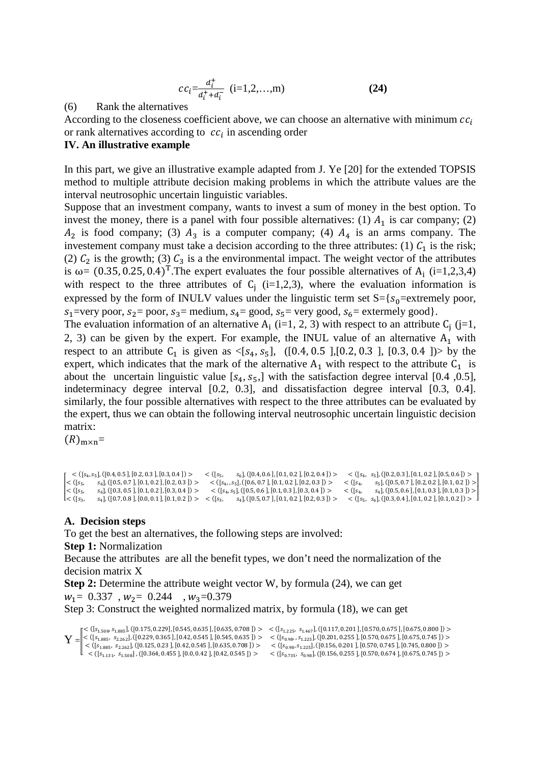$$cc_i=\frac{d_i^+}{d_i^+ + d_i^-} \quad (i=1,2,\ldots,m) \qquad \textbf{(24)}$$

(6) Rank the alternatives

According to the closeness coefficient above, we can choose an alternative with minimum $cc_i$ or rank alternatives according to $cc_i$ in ascending order

**IV. An illustrative example**

In this part, we give an illustrative example adapted from J. Ye [20] for the extended TOPSIS method to multiple attribute decision making problems in which the attribute values are the interval neutrosophic uncertain linguistic variables.

Suppose that an investment company, wants to invest a sum of money in the best option. To invest the money, there is a panel with four possible alternatives: (1) $A_1$ is car company; (2) $A_2$ is food company; (3) $A_3$ is a computer company; (4) $A_4$ is an arms company. The investement company must take a decision according to the three attributes: (1) $C_1$ is the risk; (2) $C_2$ is the growth; (3) $C_3$ is a the environmental impact. The weight vector of the attributes is ω= $(0.35, 0.25, 0.4)^{\mathrm{T}}$.The expert evaluates the four possible alternatives of $\mathrm{A_i}$ (i=1,2,3,4) with respect to the three attributes of $\mathrm{C_j}$ (i=1,2,3), where the evaluation information is expressed by the form of INULV values under the linguistic term set S={$s_0$=extremely poor, $s_1$=very poor, $s_2$= poor, $s_3$= medium, $s_4$= good, $s_5$= very good, $s_6$= extermely good}.

The evaluation information of an alternative $\mathrm{A_i}$ (i=1, 2, 3) with respect to an attribute $\mathrm{C_j}$ (j=1, 2, 3) can be given by the expert. For example, the INUL value of an alternative $\mathrm{A_1}$ with respect to an attribute $\mathrm{C_1}$ is given as <$[s_4, s_5]$, ([0.4, 0.5 ],[0.2, 0.3 ], [0.3, 0.4 ])> by the expert, which indicates that the mark of the alternative $\mathrm{A_1}$ with respect to the attribute $\mathrm{C_1}$ is about the uncertain linguistic value $[s_4, s_5,]$ with the satisfaction degree interval [0.4 ,0.5], indeterminacy degree interval [0.2, 0.3], and dissatisfaction degree interval [0.3, 0.4]. similarly, the four possible alternatives with respect to the three attributes can be evaluated by the expert, thus we can obtain the following interval neutrosophic uncertain linguistic decision matrix:

$(R)_{m\times n}$=

$$\begin{bmatrix} <([s_4,s_5],([0.4,0.5],[0.2,0.3],[0.3,0.4])> & <([s_5, s_6],([0.4,0.6],[0.1,0.2],[0.2,0.4])> & <([s_4, s_5],([0.2,0.3],[0.1,0.2],[0.5,0.6])> \\ <([s_5, s_6],([0.5,0.7],[0.1,0.2],[0.2,0.3])> & <([s_4,,s_5],([0.6,0.7],[0.1,0.2],[0.2,0.3])> & <([s_4, s_5],([0.5,0.7],[0.2,0.2],[0.1,0.2])> \\ <([s_5, s_6],([0.3,0.5],[0.1,0.2],[0.3,0.4])> & <([s_4,s_5],([0.5,0.6],[0.1,0.3],[0.3,0.4])> & <([s_4, s_4],([0.5,0.6],[0.1,0.3],[0.1,0.3])> \\ <([s_3, s_4],([0.7,0.8],[0.0,0.1],[0.1,0.2])> & <([s_3, s_4],([0.5,0.7],[0.1,0.2],[0.2,0.3])> & <([s_5, s_6],([0.3,0.4],[0.1,0.2],[0.1,0.2])> \end{bmatrix}$$

**A. Decision steps**

To get the best an alternatives, the following steps are involved:

**Step 1:** Normalization

Because the attributes are all the benefit types, we don't need the normalization of the decision matrix X

**Step 2:** Determine the attribute weight vector W, by formula (24), we can get

$w_1$= 0.337 , $w_2$= 0.244 , $w_3$=0.379

Step 3: Construct the weighted normalized matrix, by formula (18), we can get

$$\mathrm{Y}=\begin{bmatrix} <([s_{1.508}, s_{1.885}],([0.175,0.229],[0.545,0.635],[0.635,0.708])> & <([s_{1.225}, s_{1.467}],([0.117,0.201],[0.570,0.675],[0.675,0.800])> \\ <([s_{1.885}, s_{2.262}],([0.229,0.365],[0.42,0.545],[0.545,0.635])> & <([s_{0.98},, s_{1.225}],([0.201,0.255],[0.570,0.675],[0.675,0.745])> \\ <([s_{1.885}, s_{2.262}],([0.125,0.23],[0.42,0.545],[0.635,0.708])> & <([s_{0.98},s_{1.225}],([0.156,0.201],[0.570,0.745],[0.745,0.800])> \\ <([s_{1.131}, s_{1.508}],([0.364,0.455],[0.0,0.42],[0.42,0.545])> & <([s_{0.735}, s_{0.98}],([0.156,0.255],[0.570,0.674],[0.675,0.745])> \end{bmatrix}$$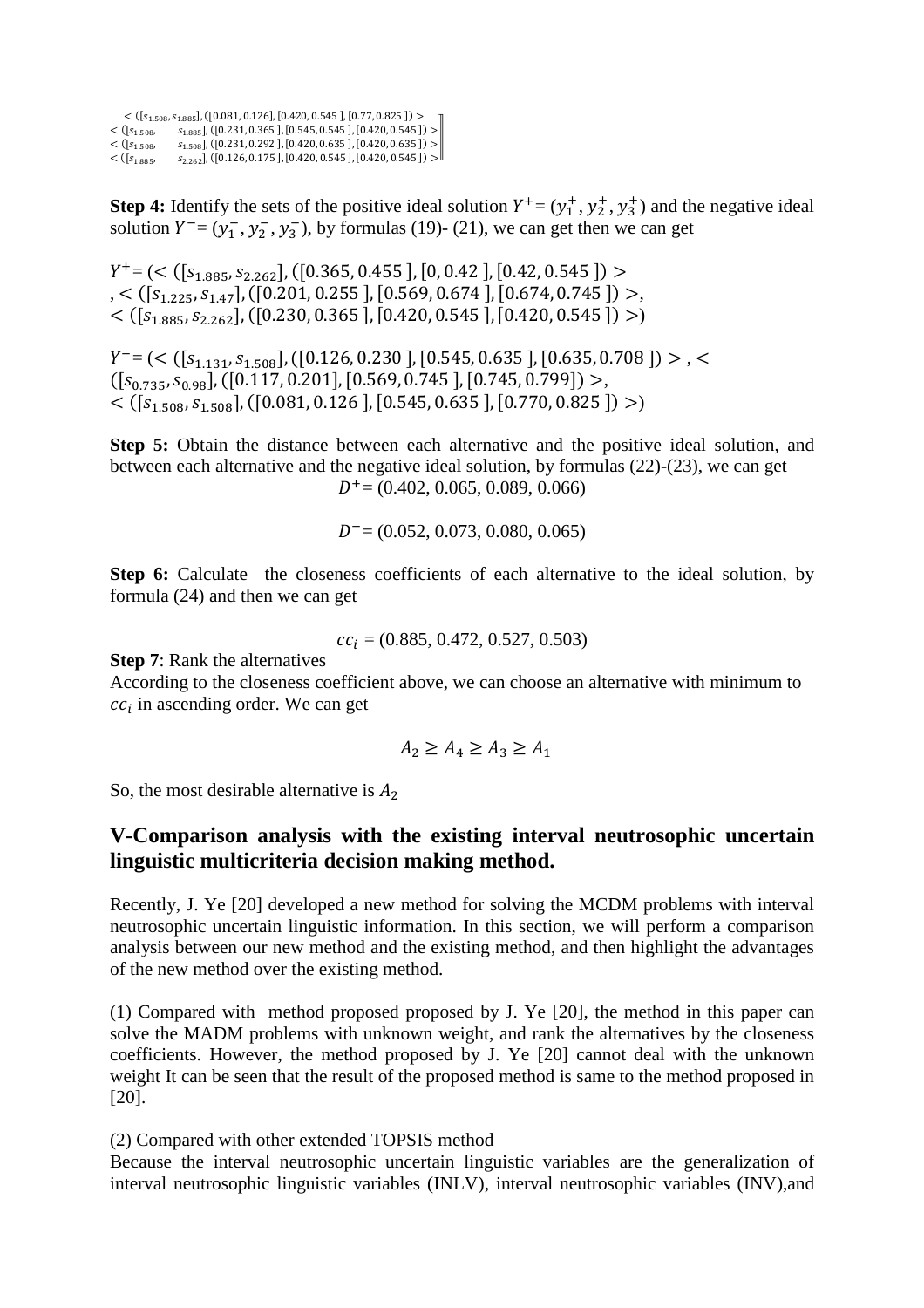$$\begin{bmatrix} <([s_{1.508}, s_{1.885}], ([0.081, 0.126], [0.420, 0.545], [0.77, 0.825]) > \\ <([s_{1.508}, \quad s_{1.885}], ([0.231, 0.365], [0.545, 0.545], [0.420, 0.545]) > \\ <([s_{1.508}, \quad s_{1.508}], ([0.231, 0.292], [0.420, 0.635], [0.420, 0.635]) > \\ <([s_{1.885}, \quad s_{2.262}], ([0.126, 0.175], [0.420, 0.545], [0.420, 0.545]) > \end{bmatrix}$$

**Step 4:** Identify the sets of the positive ideal solution $Y^+ = (y_1^+, y_2^+, y_3^+)$ and the negative ideal solution $Y^- = (y_1^-, y_2^-, y_3^-)$, by formulas (19)- (21), we can get then we can get

$Y^+ = (< ([s_{1.885}, s_{2.262}], ([0.365, 0.455], [0, 0.42], [0.42, 0.545]) >$
$, < ([s_{1.225}, s_{1.47}], ([0.201, 0.255], [0.569, 0.674], [0.674, 0.745]) >,$
$< ([s_{1.885}, s_{2.262}], ([0.230, 0.365], [0.420, 0.545], [0.420, 0.545]) >)$

$Y^- = (< ([s_{1.131}, s_{1.508}], ([0.126, 0.230], [0.545, 0.635], [0.635, 0.708]) > , <$
$([s_{0.735}, s_{0.98}], ([0.117, 0.201], [0.569, 0.745], [0.745, 0.799]) >,$
$< ([s_{1.508}, s_{1.508}], ([0.081, 0.126], [0.545, 0.635], [0.770, 0.825]) >)$

**Step 5:** Obtain the distance between each alternative and the positive ideal solution, and between each alternative and the negative ideal solution, by formulas (22)-(23), we can get

$$D^+ = (0.402, 0.065, 0.089, 0.066)$$

$$D^- = (0.052, 0.073, 0.080, 0.065)$$

**Step 6:** Calculate the closeness coefficients of each alternative to the ideal solution, by formula (24) and then we can get

$$cc_i = (0.885, 0.472, 0.527, 0.503)$$

**Step 7**: Rank the alternatives

According to the closeness coefficient above, we can choose an alternative with minimum to $cc_i$ in ascending order. We can get

$$A_2 \geq A_4 \geq A_3 \geq A_1$$

So, the most desirable alternative is $A_2$

## V-Comparison analysis with the existing interval neutrosophic uncertain linguistic multicriteria decision making method.

Recently, J. Ye [20] developed a new method for solving the MCDM problems with interval neutrosophic uncertain linguistic information. In this section, we will perform a comparison analysis between our new method and the existing method, and then highlight the advantages of the new method over the existing method.

(1) Compared with method proposed proposed by J. Ye [20], the method in this paper can solve the MADM problems with unknown weight, and rank the alternatives by the closeness coefficients. However, the method proposed by J. Ye [20] cannot deal with the unknown weight It can be seen that the result of the proposed method is same to the method proposed in [20].

(2) Compared with other extended TOPSIS method

Because the interval neutrosophic uncertain linguistic variables are the generalization of interval neutrosophic linguistic variables (INLV), interval neutrosophic variables (INV),and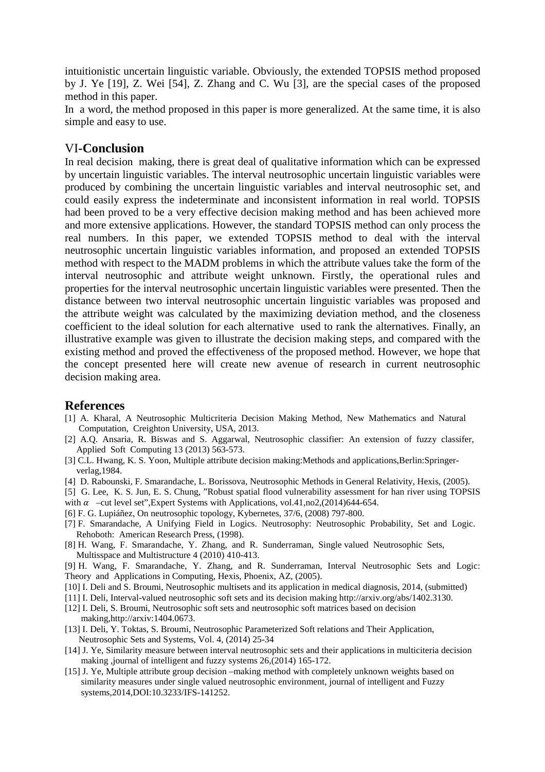intuitionistic uncertain linguistic variable. Obviously, the extended TOPSIS method proposed by J. Ye [19], Z. Wei [54], Z. Zhang and C. Wu [3], are the special cases of the proposed method in this paper.

In a word, the method proposed in this paper is more generalized. At the same time, it is also simple and easy to use.

## VI-Conclusion

In real decision making, there is great deal of qualitative information which can be expressed by uncertain linguistic variables. The interval neutrosophic uncertain linguistic variables were produced by combining the uncertain linguistic variables and interval neutrosophic set, and could easily express the indeterminate and inconsistent information in real world. TOPSIS had been proved to be a very effective decision making method and has been achieved more and more extensive applications. However, the standard TOPSIS method can only process the real numbers. In this paper, we extended TOPSIS method to deal with the interval neutrosophic uncertain linguistic variables information, and proposed an extended TOPSIS method with respect to the MADM problems in which the attribute values take the form of the interval neutrosophic and attribute weight unknown. Firstly, the operational rules and properties for the interval neutrosophic uncertain linguistic variables were presented. Then the distance between two interval neutrosophic uncertain linguistic variables was proposed and the attribute weight was calculated by the maximizing deviation method, and the closeness coefficient to the ideal solution for each alternative used to rank the alternatives. Finally, an illustrative example was given to illustrate the decision making steps, and compared with the existing method and proved the effectiveness of the proposed method. However, we hope that the concept presented here will create new avenue of research in current neutrosophic decision making area.

## References

[1] A. Kharal, A Neutrosophic Multicriteria Decision Making Method, New Mathematics and Natural Computation, Creighton University, USA, 2013.

[2] A.Q. Ansaria, R. Biswas and S. Aggarwal, Neutrosophic classifier: An extension of fuzzy classifer, Applied Soft Computing 13 (2013) 563-573.

[3] C.L. Hwang, K. S. Yoon, Multiple attribute decision making:Methods and applications,Berlin:Springer-verlag,1984.

[4] D. Rabounski, F. Smarandache, L. Borissova, Neutrosophic Methods in General Relativity, Hexis, (2005).

[5] G. Lee, K. S. Jun, E. S. Chung, "Robust spatial flood vulnerability assessment for han river using TOPSIS with $\alpha$ –cut level set",Expert Systems with Applications, vol.41,no2,(2014)644-654.

[6] F. G. Lupiáñez, On neutrosophic topology, Kybernetes, 37/6, (2008) 797-800.

[7] F. Smarandache, A Unifying Field in Logics. Neutrosophy: Neutrosophic Probability, Set and Logic. Rehoboth: American Research Press, (1998).

[8] H. Wang, F. Smarandache, Y. Zhang, and R. Sunderraman, Single valued Neutrosophic Sets, Multisspace and Multistructure 4 (2010) 410-413.

[9] H. Wang, F. Smarandache, Y. Zhang, and R. Sunderraman, Interval Neutrosophic Sets and Logic: Theory and Applications in Computing, Hexis, Phoenix, AZ, (2005).

[10] I. Deli and S. Broumi, Neutrosophic multisets and its application in medical diagnosis, 2014, (submitted)

[11] I. Deli, Interval-valued neutrosophic soft sets and its decision making http://arxiv.org/abs/1402.3130.

[12] I. Deli, S. Broumi, Neutrosophic soft sets and neutrosophic soft matrices based on decision making,http://arxiv:1404.0673.

[13] I. Deli, Y. Toktas, S. Broumi, Neutrosophic Parameterized Soft relations and Their Application, Neutrosophic Sets and Systems, Vol. 4, (2014) 25-34

[14] J. Ye, Similarity measure between interval neutrosophic sets and their applications in multiciteria decision making ,journal of intelligent and fuzzy systems 26,(2014) 165-172.

[15] J. Ye, Multiple attribute group decision –making method with completely unknown weights based on similarity measures under single valued neutrosophic environment, journal of intelligent and Fuzzy systems,2014,DOI:10.3233/IFS-141252.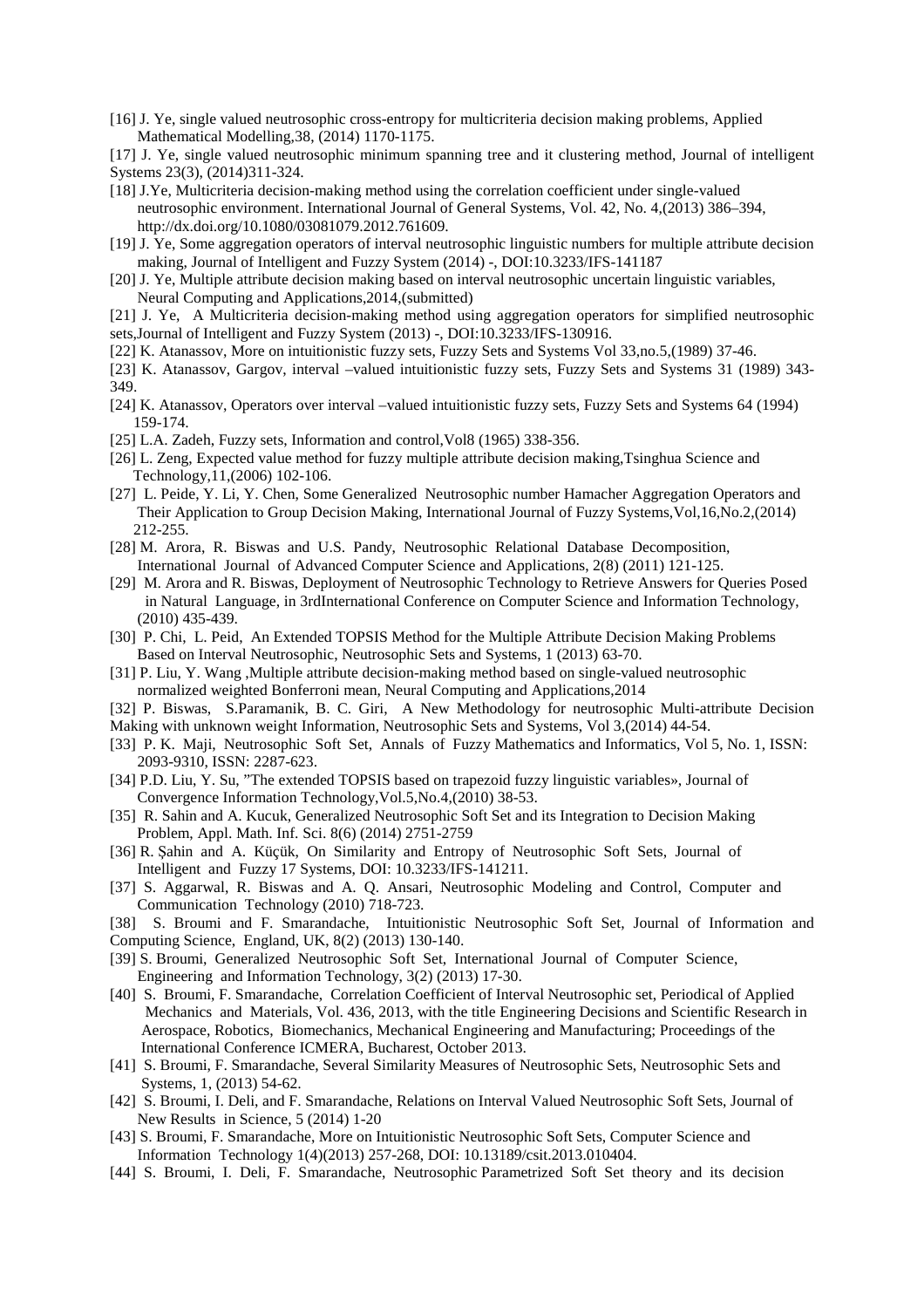[16] J. Ye, single valued neutrosophic cross-entropy for multicriteria decision making problems, Applied Mathematical Modelling,38, (2014) 1170-1175.

[17] J. Ye, single valued neutrosophic minimum spanning tree and it clustering method, Journal of intelligent Systems 23(3), (2014)311-324.

[18] J.Ye, Multicriteria decision-making method using the correlation coefficient under single-valued neutrosophic environment. International Journal of General Systems, Vol. 42, No. 4,(2013) 386–394, http://dx.doi.org/10.1080/03081079.2012.761609.

[19] J. Ye, Some aggregation operators of interval neutrosophic linguistic numbers for multiple attribute decision making, Journal of Intelligent and Fuzzy System (2014) -, DOI:10.3233/IFS-141187

[20] J. Ye, Multiple attribute decision making based on interval neutrosophic uncertain linguistic variables, Neural Computing and Applications,2014,(submitted)

[21] J. Ye, A Multicriteria decision-making method using aggregation operators for simplified neutrosophic sets,Journal of Intelligent and Fuzzy System (2013) -, DOI:10.3233/IFS-130916.

[22] K. Atanassov, More on intuitionistic fuzzy sets, Fuzzy Sets and Systems Vol 33,no.5,(1989) 37-46.

[23] K. Atanassov, Gargov, interval –valued intuitionistic fuzzy sets, Fuzzy Sets and Systems 31 (1989) 343-349.

[24] K. Atanassov, Operators over interval –valued intuitionistic fuzzy sets, Fuzzy Sets and Systems 64 (1994) 159-174.

[25] L.A. Zadeh, Fuzzy sets, Information and control,Vol8 (1965) 338-356.

[26] L. Zeng, Expected value method for fuzzy multiple attribute decision making,Tsinghua Science and Technology,11,(2006) 102-106.

[27] L. Peide, Y. Li, Y. Chen, Some Generalized Neutrosophic number Hamacher Aggregation Operators and Their Application to Group Decision Making, International Journal of Fuzzy Systems,Vol,16,No.2,(2014) 212-255.

[28] M. Arora, R. Biswas and U.S. Pandy, Neutrosophic Relational Database Decomposition, International Journal of Advanced Computer Science and Applications, 2(8) (2011) 121-125.

[29] M. Arora and R. Biswas, Deployment of Neutrosophic Technology to Retrieve Answers for Queries Posed in Natural Language, in 3rdInternational Conference on Computer Science and Information Technology, (2010) 435-439.

[30] P. Chi, L. Peid, An Extended TOPSIS Method for the Multiple Attribute Decision Making Problems Based on Interval Neutrosophic, Neutrosophic Sets and Systems, 1 (2013) 63-70.

[31] P. Liu, Y. Wang ,Multiple attribute decision-making method based on single-valued neutrosophic normalized weighted Bonferroni mean, Neural Computing and Applications,2014

[32] P. Biswas, S.Paramanik, B. C. Giri, A New Methodology for neutrosophic Multi-attribute Decision Making with unknown weight Information, Neutrosophic Sets and Systems, Vol 3,(2014) 44-54.

[33] P. K. Maji, Neutrosophic Soft Set, Annals of Fuzzy Mathematics and Informatics, Vol 5, No. 1, ISSN: 2093-9310, ISSN: 2287-623.

[34] P.D. Liu, Y. Su, "The extended TOPSIS based on trapezoid fuzzy linguistic variables», Journal of Convergence Information Technology,Vol.5,No.4,(2010) 38-53.

[35] R. Sahin and A. Kucuk, Generalized Neutrosophic Soft Set and its Integration to Decision Making Problem, Appl. Math. Inf. Sci. 8(6) (2014) 2751-2759

[36] R. Şahin and A. Küçük, On Similarity and Entropy of Neutrosophic Soft Sets, Journal of Intelligent and Fuzzy 17 Systems, DOI: 10.3233/IFS-141211.

[37] S. Aggarwal, R. Biswas and A. Q. Ansari, Neutrosophic Modeling and Control, Computer and Communication Technology (2010) 718-723.

[38] S. Broumi and F. Smarandache, Intuitionistic Neutrosophic Soft Set, Journal of Information and Computing Science, England, UK, 8(2) (2013) 130-140.

[39] S. Broumi, Generalized Neutrosophic Soft Set, International Journal of Computer Science, Engineering and Information Technology, 3(2) (2013) 17-30.

[40] S. Broumi, F. Smarandache, Correlation Coefficient of Interval Neutrosophic set, Periodical of Applied Mechanics and Materials, Vol. 436, 2013, with the title Engineering Decisions and Scientific Research in Aerospace, Robotics, Biomechanics, Mechanical Engineering and Manufacturing; Proceedings of the International Conference ICMERA, Bucharest, October 2013.

[41] S. Broumi, F. Smarandache, Several Similarity Measures of Neutrosophic Sets, Neutrosophic Sets and Systems, 1, (2013) 54-62.

[42] S. Broumi, I. Deli, and F. Smarandache, Relations on Interval Valued Neutrosophic Soft Sets, Journal of New Results in Science, 5 (2014) 1-20

[43] S. Broumi, F. Smarandache, More on Intuitionistic Neutrosophic Soft Sets, Computer Science and Information Technology 1(4)(2013) 257-268, DOI: 10.13189/csit.2013.010404.

[44] S. Broumi, I. Deli, F. Smarandache, Neutrosophic Parametrized Soft Set theory and its decision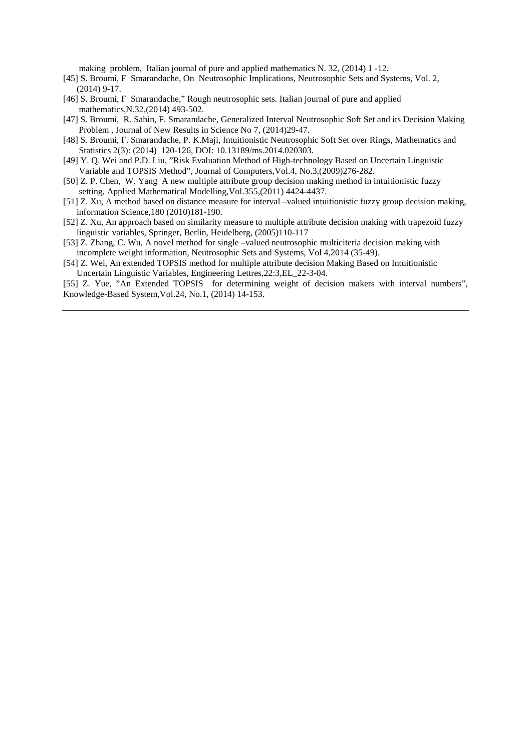making problem, Italian journal of pure and applied mathematics N. 32, (2014) 1 -12.

[45] S. Broumi, F Smarandache, On Neutrosophic Implications, Neutrosophic Sets and Systems, Vol. 2, (2014) 9-17.

[46] S. Broumi, F Smarandache," Rough neutrosophic sets. Italian journal of pure and applied mathematics,N.32,(2014) 493-502.

[47] S. Broumi, R. Sahin, F. Smarandache, Generalized Interval Neutrosophic Soft Set and its Decision Making Problem , Journal of New Results in Science No 7, (2014)29-47.

[48] S. Broumi, F. Smarandache, P. K.Maji, Intuitionistic Neutrosophic Soft Set over Rings, Mathematics and Statistics 2(3): (2014) 120-126, DOI: 10.13189/ms.2014.020303.

[49] Y. Q. Wei and P.D. Liu, "Risk Evaluation Method of High-technology Based on Uncertain Linguistic Variable and TOPSIS Method", Journal of Computers,Vol.4, No.3,(2009)276-282.

[50] Z. P. Chen, W. Yang A new multiple attribute group decision making method in intuitionistic fuzzy setting, Applied Mathematical Modelling,Vol.355,(2011) 4424-4437.

[51] Z. Xu, A method based on distance measure for interval –valued intuitionistic fuzzy group decision making, information Science,180 (2010)181-190.

[52] Z. Xu, An approach based on similarity measure to multiple attribute decision making with trapezoid fuzzy linguistic variables, Springer, Berlin, Heidelberg, (2005)110-117

[53] Z. Zhang, C. Wu, A novel method for single –valued neutrosophic multiciteria decision making with incomplete weight information, Neutrosophic Sets and Systems, Vol 4,2014 (35-49).

[54] Z. Wei, An extended TOPSIS method for multiple attribute decision Making Based on Intuitionistic Uncertain Linguistic Variables, Engineering Lettres,22:3,EL_22-3-04.

[55] Z. Yue, "An Extended TOPSIS for determining weight of decision makers with interval numbers", Knowledge-Based System,Vol.24, No.1, (2014) 14-153.